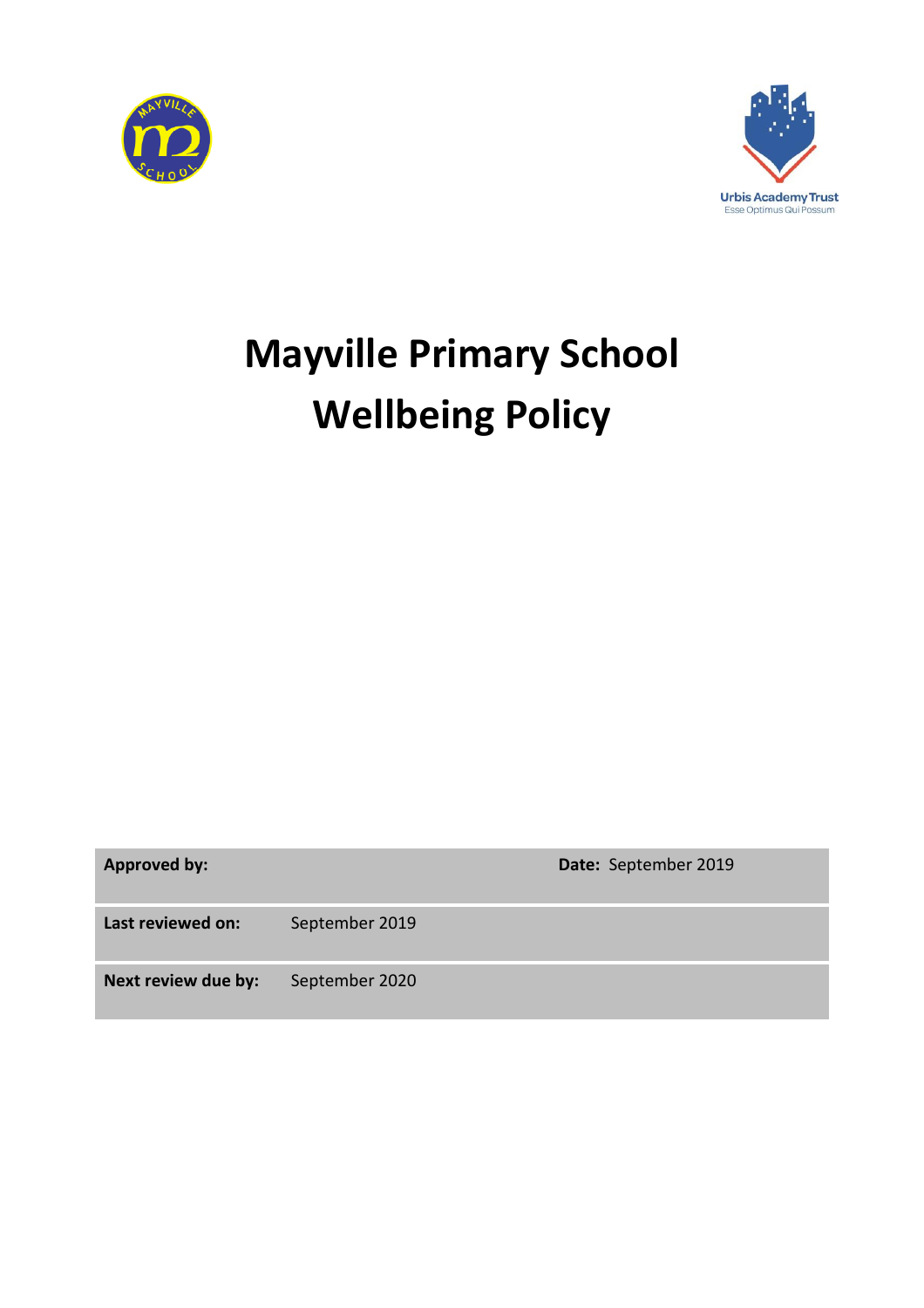# Mayville Primary School

# Wellbeing Policy

| **Approved by:** | | **Date:** September 2019 |
|---|---|---|
| **Last reviewed on:** | September 2019 | |
| **Next review due by:** | September 2020 | |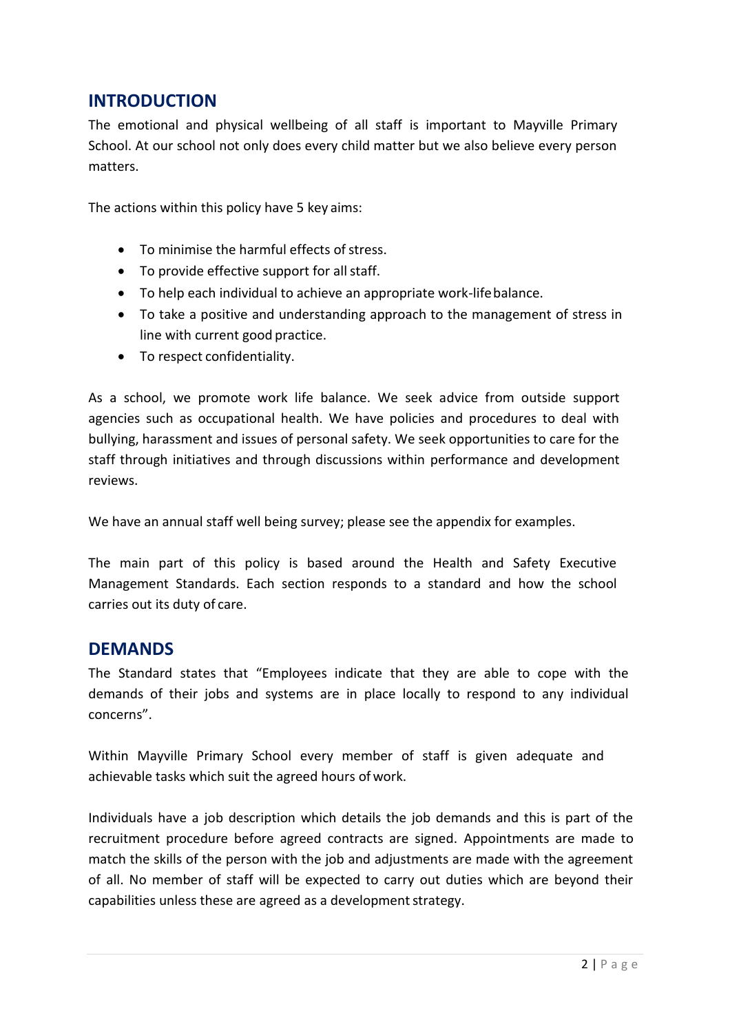## INTRODUCTION

The emotional and physical wellbeing of all staff is important to Mayville Primary School. At our school not only does every child matter but we also believe every person matters.

The actions within this policy have 5 key aims:

- To minimise the harmful effects of stress.
- To provide effective support for all staff.
- To help each individual to achieve an appropriate work-life balance.
- To take a positive and understanding approach to the management of stress in line with current good practice.
- To respect confidentiality.

As a school, we promote work life balance. We seek advice from outside support agencies such as occupational health. We have policies and procedures to deal with bullying, harassment and issues of personal safety. We seek opportunities to care for the staff through initiatives and through discussions within performance and development reviews.

We have an annual staff well being survey; please see the appendix for examples.

The main part of this policy is based around the Health and Safety Executive Management Standards. Each section responds to a standard and how the school carries out its duty of care.

## DEMANDS

The Standard states that "Employees indicate that they are able to cope with the demands of their jobs and systems are in place locally to respond to any individual concerns".

Within Mayville Primary School every member of staff is given adequate and achievable tasks which suit the agreed hours of work.

Individuals have a job description which details the job demands and this is part of the recruitment procedure before agreed contracts are signed. Appointments are made to match the skills of the person with the job and adjustments are made with the agreement of all. No member of staff will be expected to carry out duties which are beyond their capabilities unless these are agreed as a development strategy.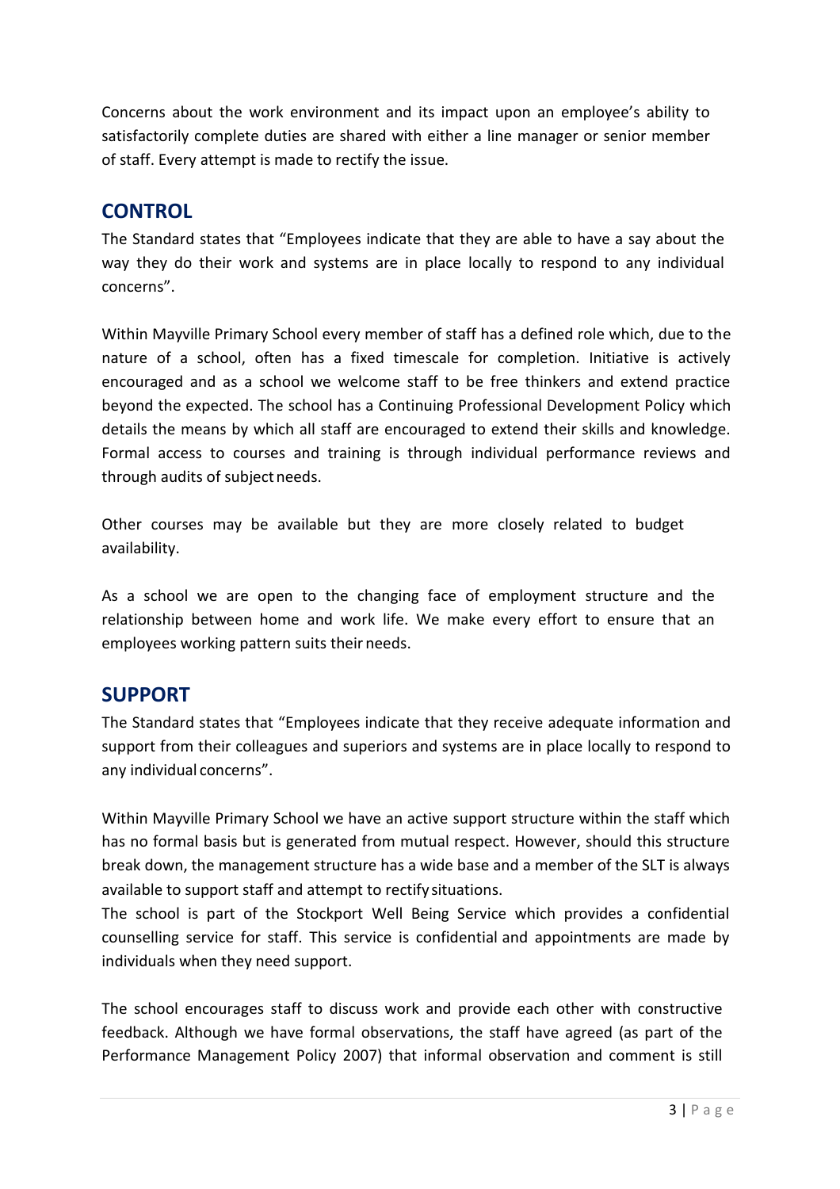Concerns about the work environment and its impact upon an employee's ability to satisfactorily complete duties are shared with either a line manager or senior member of staff. Every attempt is made to rectify the issue.

## CONTROL

The Standard states that "Employees indicate that they are able to have a say about the way they do their work and systems are in place locally to respond to any individual concerns".

Within Mayville Primary School every member of staff has a defined role which, due to the nature of a school, often has a fixed timescale for completion. Initiative is actively encouraged and as a school we welcome staff to be free thinkers and extend practice beyond the expected. The school has a Continuing Professional Development Policy which details the means by which all staff are encouraged to extend their skills and knowledge. Formal access to courses and training is through individual performance reviews and through audits of subject needs.

Other courses may be available but they are more closely related to budget availability.

As a school we are open to the changing face of employment structure and the relationship between home and work life. We make every effort to ensure that an employees working pattern suits their needs.

## SUPPORT

The Standard states that "Employees indicate that they receive adequate information and support from their colleagues and superiors and systems are in place locally to respond to any individual concerns".

Within Mayville Primary School we have an active support structure within the staff which has no formal basis but is generated from mutual respect. However, should this structure break down, the management structure has a wide base and a member of the SLT is always available to support staff and attempt to rectify situations.
The school is part of the Stockport Well Being Service which provides a confidential counselling service for staff. This service is confidential and appointments are made by individuals when they need support.

The school encourages staff to discuss work and provide each other with constructive feedback. Although we have formal observations, the staff have agreed (as part of the Performance Management Policy 2007) that informal observation and comment is still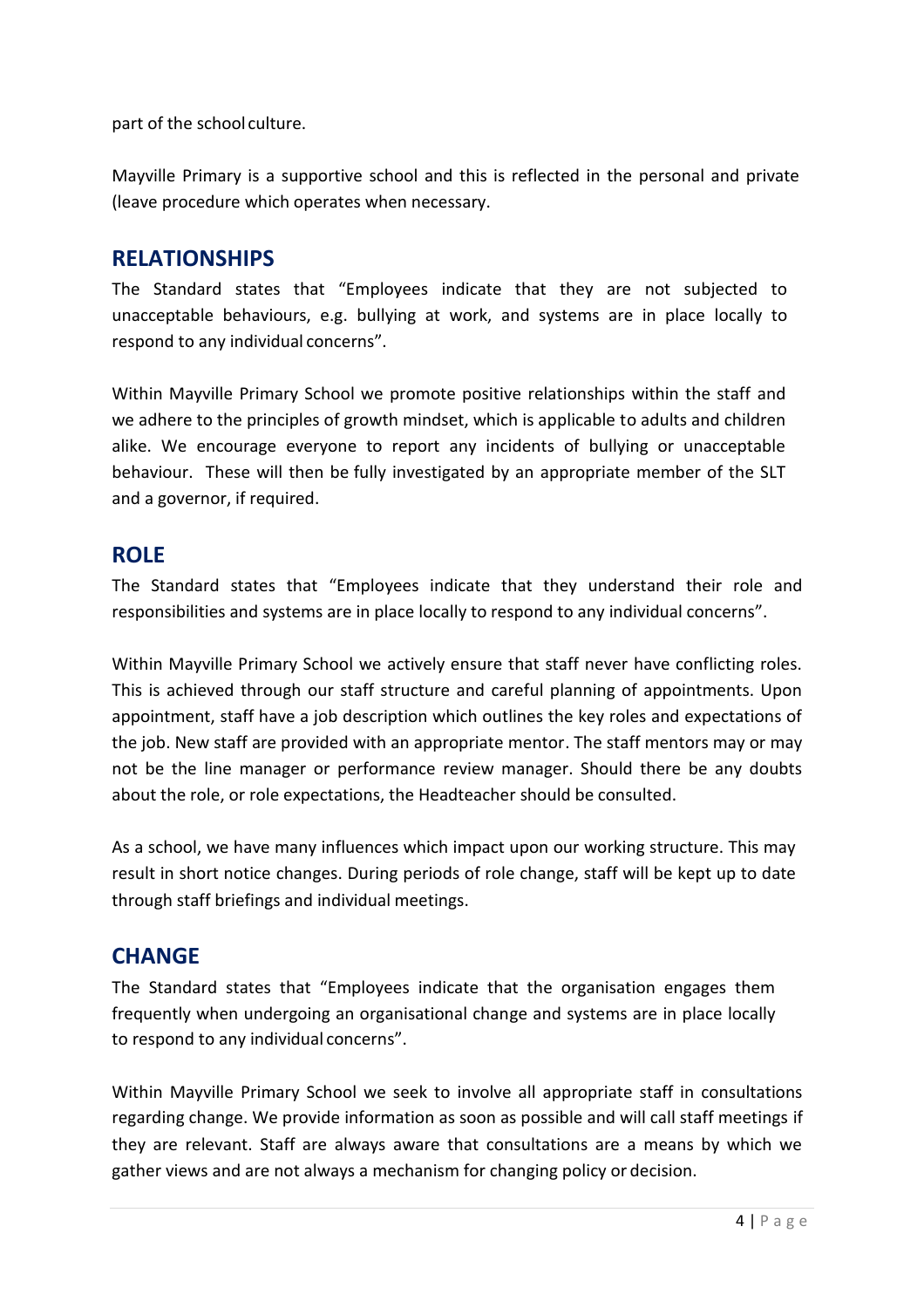part of the school culture.

Mayville Primary is a supportive school and this is reflected in the personal and private (leave procedure which operates when necessary.

## RELATIONSHIPS

The Standard states that “Employees indicate that they are not subjected to unacceptable behaviours, e.g. bullying at work, and systems are in place locally to respond to any individual concerns”.

Within Mayville Primary School we promote positive relationships within the staff and we adhere to the principles of growth mindset, which is applicable to adults and children alike. We encourage everyone to report any incidents of bullying or unacceptable behaviour. These will then be fully investigated by an appropriate member of the SLT and a governor, if required.

## ROLE

The Standard states that “Employees indicate that they understand their role and responsibilities and systems are in place locally to respond to any individual concerns”.

Within Mayville Primary School we actively ensure that staff never have conflicting roles. This is achieved through our staff structure and careful planning of appointments. Upon appointment, staff have a job description which outlines the key roles and expectations of the job. New staff are provided with an appropriate mentor. The staff mentors may or may not be the line manager or performance review manager. Should there be any doubts about the role, or role expectations, the Headteacher should be consulted.

As a school, we have many influences which impact upon our working structure. This may result in short notice changes. During periods of role change, staff will be kept up to date through staff briefings and individual meetings.

## CHANGE

The Standard states that “Employees indicate that the organisation engages them frequently when undergoing an organisational change and systems are in place locally to respond to any individual concerns”.

Within Mayville Primary School we seek to involve all appropriate staff in consultations regarding change. We provide information as soon as possible and will call staff meetings if they are relevant. Staff are always aware that consultations are a means by which we gather views and are not always a mechanism for changing policy or decision.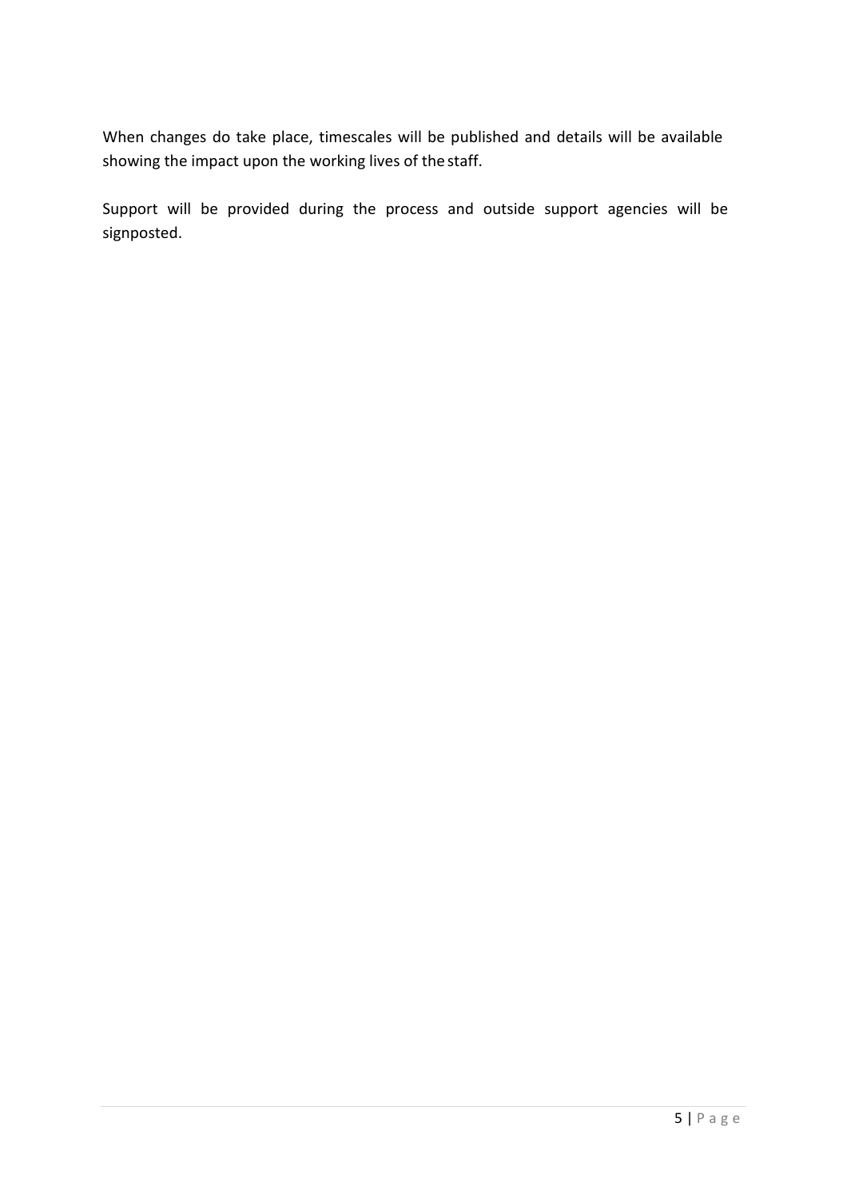When changes do take place, timescales will be published and details will be available showing the impact upon the working lives of the staff.

Support will be provided during the process and outside support agencies will be signposted.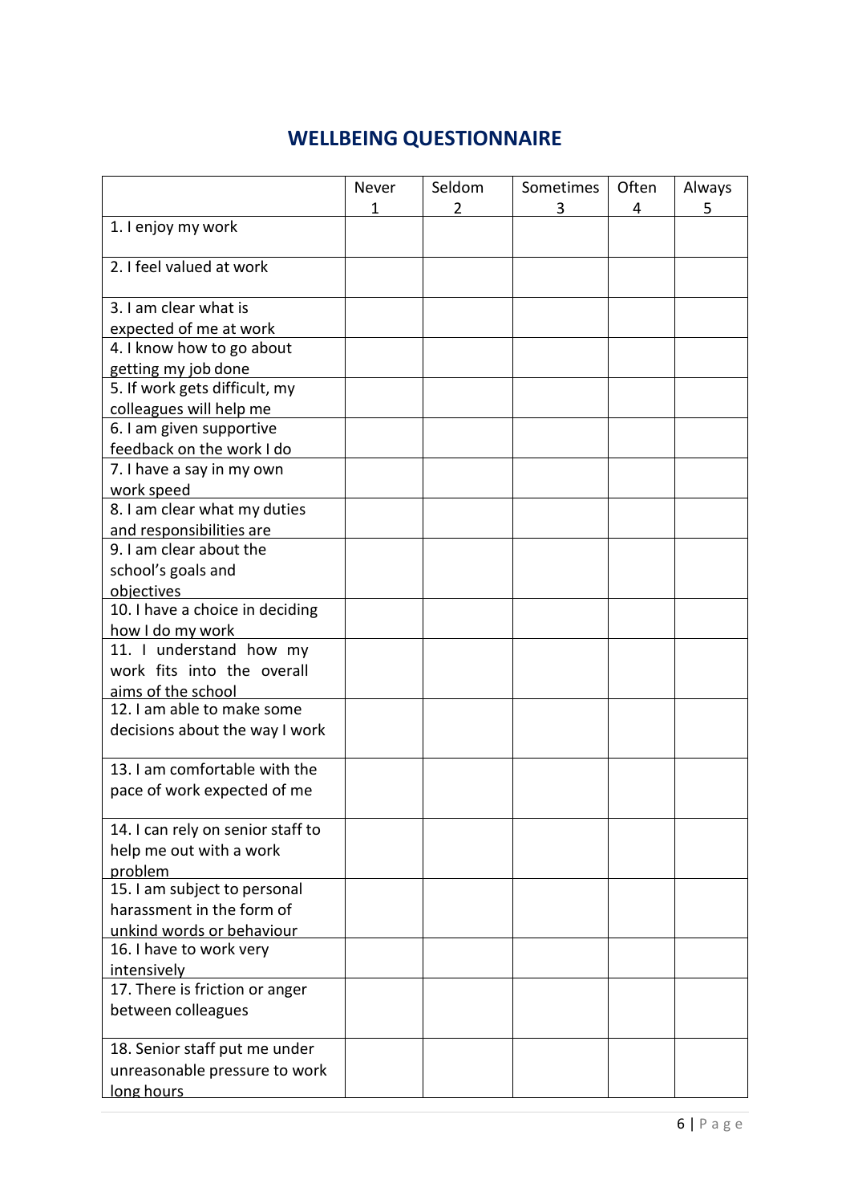# WELLBEING QUESTIONNAIRE

| | Never 1 | Seldom 2 | Sometimes 3 | Often 4 | Always 5 |
|---|---|---|---|---|---|
| 1. I enjoy my work | | | | | |
| 2. I feel valued at work | | | | | |
| 3. I am clear what is expected of me at work | | | | | |
| 4. I know how to go about getting my job done | | | | | |
| 5. If work gets difficult, my colleagues will help me | | | | | |
| 6. I am given supportive feedback on the work I do | | | | | |
| 7. I have a say in my own work speed | | | | | |
| 8. I am clear what my duties and responsibilities are | | | | | |
| 9. I am clear about the school's goals and objectives | | | | | |
| 10. I have a choice in deciding how I do my work | | | | | |
| 11. I understand how my work fits into the overall aims of the school | | | | | |
| 12. I am able to make some decisions about the way I work | | | | | |
| 13. I am comfortable with the pace of work expected of me | | | | | |
| 14. I can rely on senior staff to help me out with a work problem | | | | | |
| 15. I am subject to personal harassment in the form of unkind words or behaviour | | | | | |
| 16. I have to work very intensively | | | | | |
| 17. There is friction or anger between colleagues | | | | | |
| 18. Senior staff put me under unreasonable pressure to work long hours | | | | | |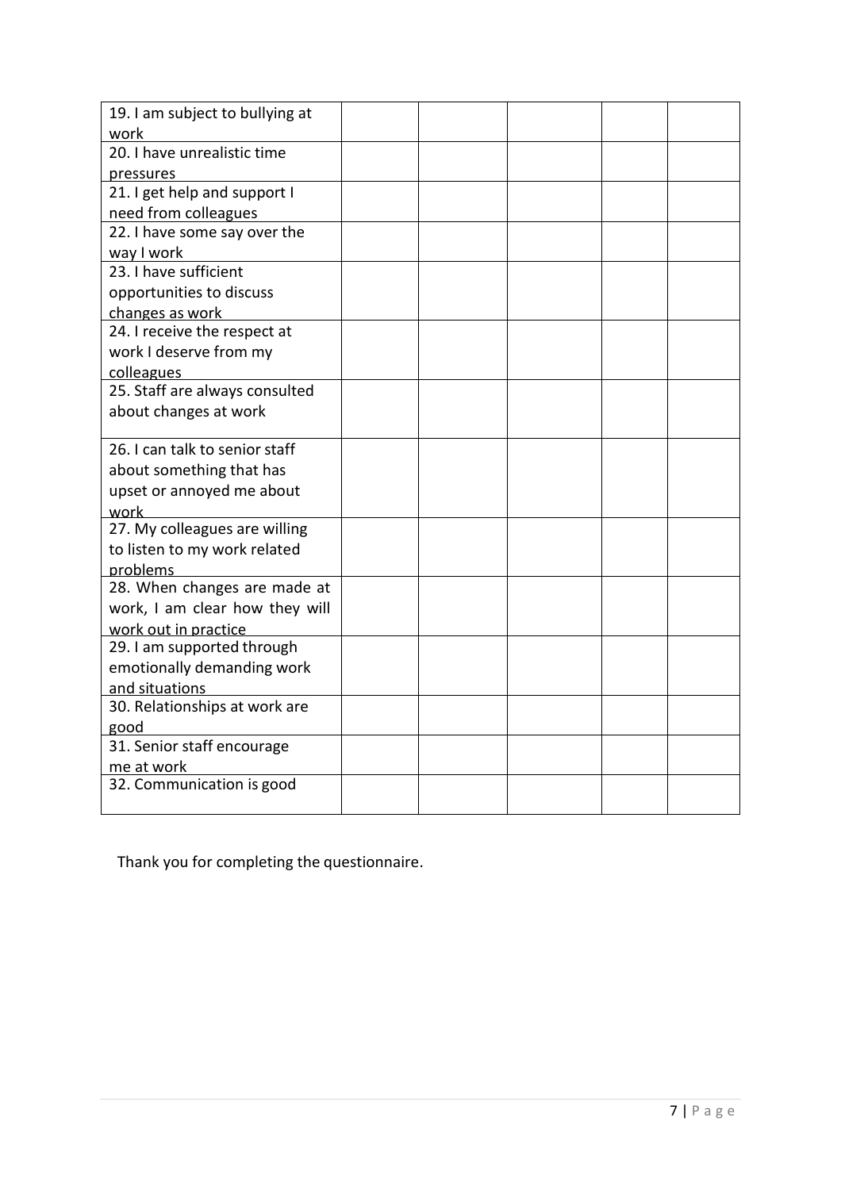| | | | | | |
|---|---|---|---|---|---|
| 19. I am subject to bullying at work | | | | | |
| 20. I have unrealistic time pressures | | | | | |
| 21. I get help and support I need from colleagues | | | | | |
| 22. I have some say over the way I work | | | | | |
| 23. I have sufficient opportunities to discuss changes as work | | | | | |
| 24. I receive the respect at work I deserve from my colleagues | | | | | |
| 25. Staff are always consulted about changes at work | | | | | |
| 26. I can talk to senior staff about something that has upset or annoyed me about work | | | | | |
| 27. My colleagues are willing to listen to my work related problems | | | | | |
| 28. When changes are made at work, I am clear how they will work out in practice | | | | | |
| 29. I am supported through emotionally demanding work and situations | | | | | |
| 30. Relationships at work are good | | | | | |
| 31. Senior staff encourage me at work | | | | | |
| 32. Communication is good | | | | | |

Thank you for completing the questionnaire.